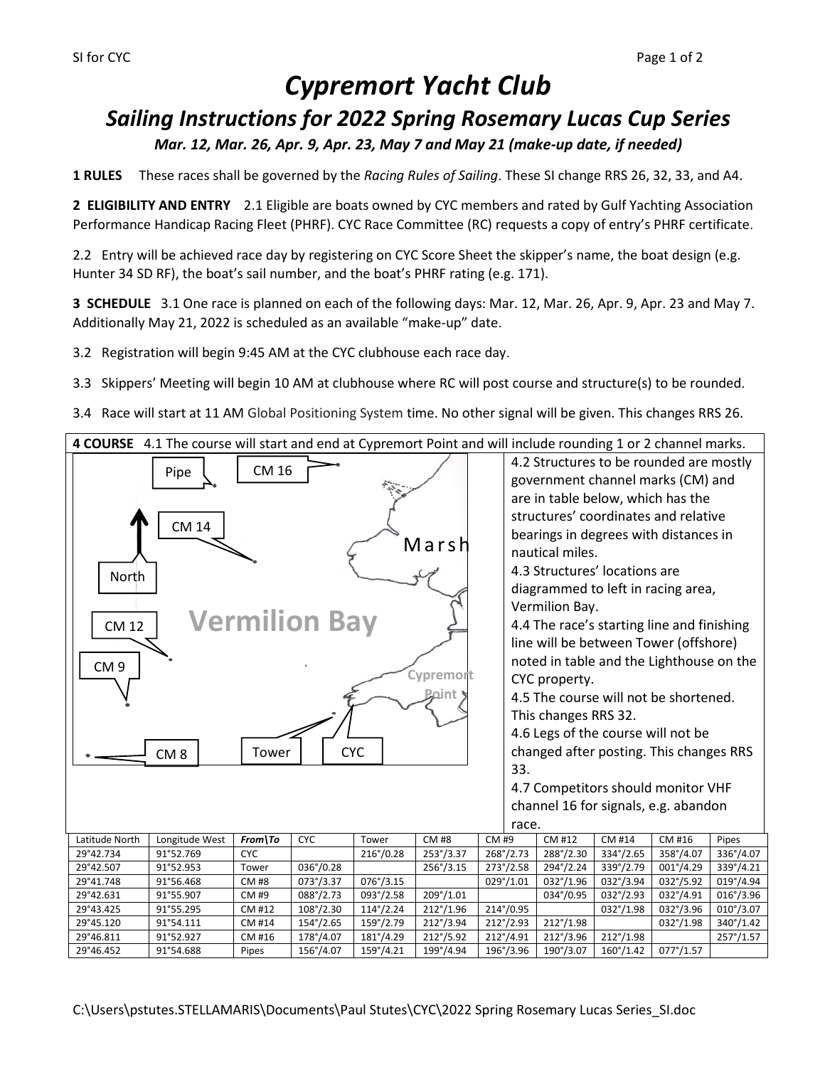# Cypremort Yacht Club

## Sailing Instructions for 2022 Spring Rosemary Lucas Cup Series

*Mar. 12, Mar. 26, Apr. 9, Apr. 23, May 7 and May 21 (make-up date, if needed)*

**1 RULES** These races shall be governed by the *Racing Rules of Sailing*. These SI change RRS 26, 32, 33, and A4.

**2 ELIGIBILITY AND ENTRY** 2.1 Eligible are boats owned by CYC members and rated by Gulf Yachting Association Performance Handicap Racing Fleet (PHRF). CYC Race Committee (RC) requests a copy of entry's PHRF certificate.

2.2 Entry will be achieved race day by registering on CYC Score Sheet the skipper's name, the boat design (e.g. Hunter 34 SD RF), the boat's sail number, and the boat's PHRF rating (e.g. 171).

**3 SCHEDULE** 3.1 One race is planned on each of the following days: Mar. 12, Mar. 26, Apr. 9, Apr. 23 and May 7. Additionally May 21, 2022 is scheduled as an available "make-up" date.

3.2 Registration will begin 9:45 AM at the CYC clubhouse each race day.

3.3 Skippers' Meeting will begin 10 AM at clubhouse where RC will post course and structure(s) to be rounded.

3.4 Race will start at 11 AM Global Positioning System time. No other signal will be given. This changes RRS 26.

**4 COURSE** 4.1 The course will start and end at Cypremort Point and will include rounding 1 or 2 channel marks.

Pipe · CM 16 · CM 14 · North · Marsh · Vermilion Bay · CM 12 · CM 9 · Cypremort Point · CM 8 · Tower · CYC

4.2 Structures to be rounded are mostly government channel marks (CM) and are in table below, which has the structures' coordinates and relative bearings in degrees with distances in nautical miles.

4.3 Structures' locations are diagrammed to left in racing area, Vermilion Bay.

4.4 The race's starting line and finishing line will be between Tower (offshore) noted in table and the Lighthouse on the CYC property.

4.5 The course will not be shortened. This changes RRS 32.

4.6 Legs of the course will not be changed after posting. This changes RRS 33.

4.7 Competitors should monitor VHF channel 16 for signals, e.g. abandon race.

| Latitude North | Longitude West | *From\To* | CYC | Tower | CM #8 | CM #9 | CM #12 | CM #14 | CM #16 | Pipes |
|---|---|---|---|---|---|---|---|---|---|---|
| 29°42.734 | 91°52.769 | CYC | | 216°/0.28 | 253°/3.37 | 268°/2.73 | 288°/2.30 | 334°/2.65 | 358°/4.07 | 336°/4.07 |
| 29°42.507 | 91°52.953 | Tower | 036°/0.28 | | 256°/3.15 | 273°/2.58 | 294°/2.24 | 339°/2.79 | 001°/4.29 | 339°/4.21 |
| 29°41.748 | 91°56.468 | CM #8 | 073°/3.37 | 076°/3.15 | | 029°/1.01 | 032°/1.96 | 032°/3.94 | 032°/5.92 | 019°/4.94 |
| 29°42.631 | 91°55.907 | CM #9 | 088°/2.73 | 093°/2.58 | 209°/1.01 | | 034°/0.95 | 032°/2.93 | 032°/4.91 | 016°/3.96 |
| 29°43.425 | 91°55.295 | CM #12 | 108°/2.30 | 114°/2.24 | 212°/1.96 | 214°/0.95 | | 032°/1.98 | 032°/3.96 | 010°/3.07 |
| 29°45.120 | 91°54.111 | CM #14 | 154°/2.65 | 159°/2.79 | 212°/3.94 | 212°/2.93 | 212°/1.98 | | 032°/1.98 | 340°/1.42 |
| 29°46.811 | 91°52.927 | CM #16 | 178°/4.07 | 181°/4.29 | 212°/5.92 | 212°/4.91 | 212°/3.96 | 212°/1.98 | | 257°/1.57 |
| 29°46.452 | 91°54.688 | Pipes | 156°/4.07 | 159°/4.21 | 199°/4.94 | 196°/3.96 | 190°/3.07 | 160°/1.42 | 077°/1.57 | |

C:\Users\pstutes.STELLAMARIS\Documents\Paul Stutes\CYC\2022 Spring Rosemary Lucas Series_SI.doc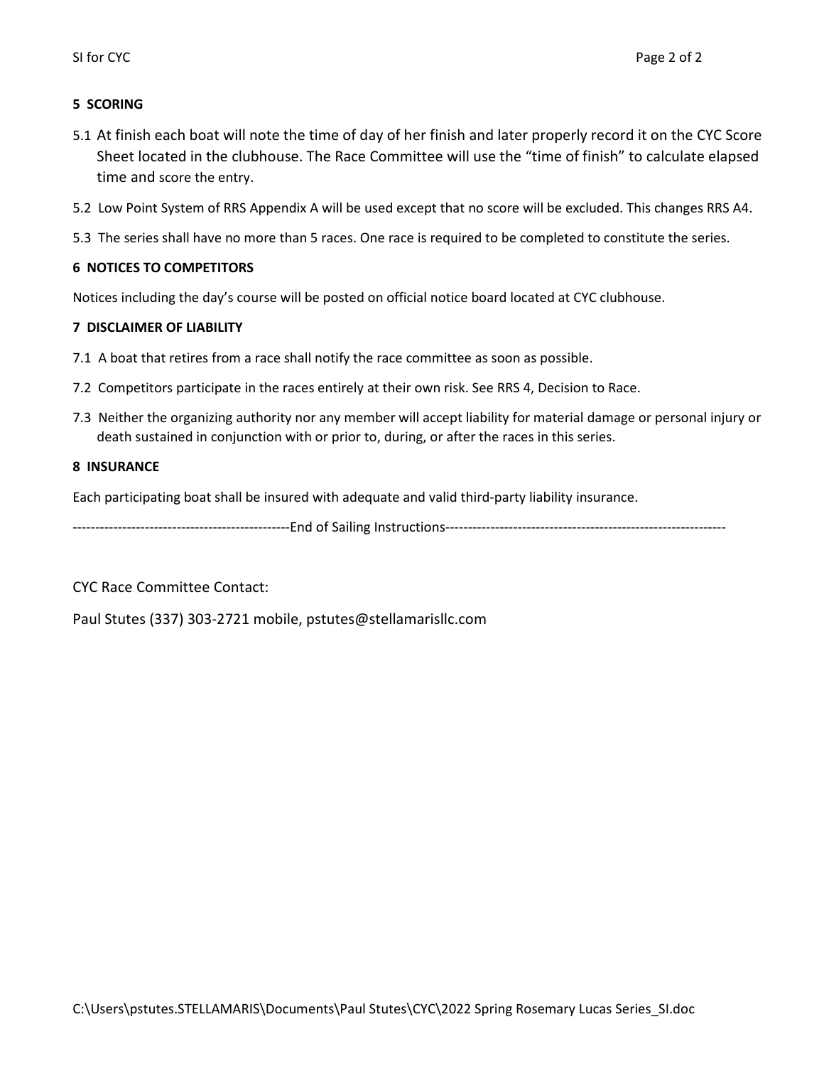## 5 SCORING

5.1 At finish each boat will note the time of day of her finish and later properly record it on the CYC Score Sheet located in the clubhouse. The Race Committee will use the "time of finish" to calculate elapsed time and score the entry.

5.2 Low Point System of RRS Appendix A will be used except that no score will be excluded. This changes RRS A4.

5.3 The series shall have no more than 5 races. One race is required to be completed to constitute the series.

## 6 NOTICES TO COMPETITORS

Notices including the day's course will be posted on official notice board located at CYC clubhouse.

## 7 DISCLAIMER OF LIABILITY

7.1 A boat that retires from a race shall notify the race committee as soon as possible.

7.2 Competitors participate in the races entirely at their own risk. See RRS 4, Decision to Race.

7.3 Neither the organizing authority nor any member will accept liability for material damage or personal injury or death sustained in conjunction with or prior to, during, or after the races in this series.

## 8 INSURANCE

Each participating boat shall be insured with adequate and valid third-party liability insurance.

------------------------------------------------End of Sailing Instructions--------------------------------------------------------------

CYC Race Committee Contact:

Paul Stutes (337) 303-2721 mobile, pstutes@stellamarisllc.com

C:\Users\pstutes.STELLAMARIS\Documents\Paul Stutes\CYC\2022 Spring Rosemary Lucas Series_SI.doc